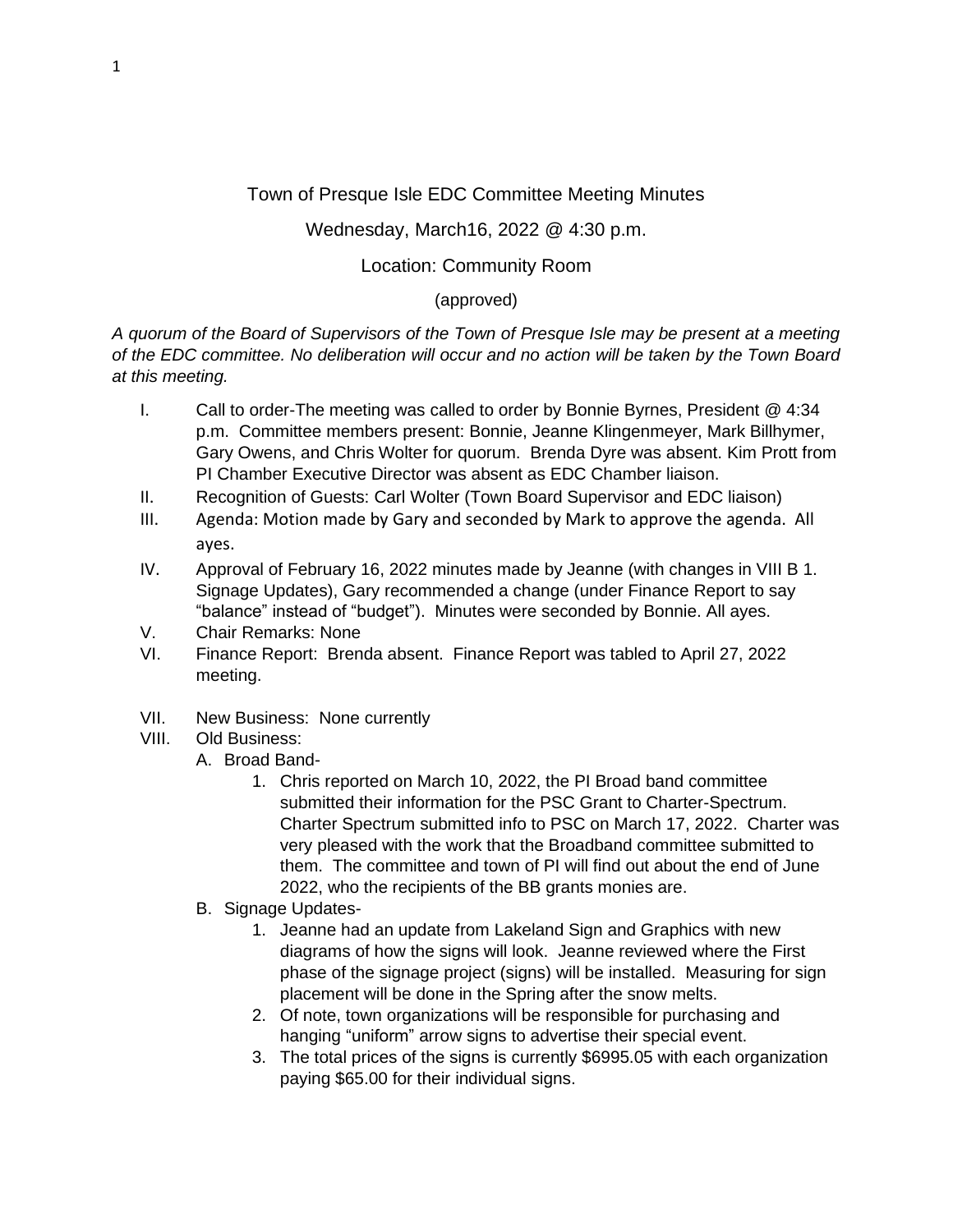# Town of Presque Isle EDC Committee Meeting Minutes

Wednesday, March16, 2022 @ 4:30 p.m.

Location: Community Room

(approved)

*A quorum of the Board of Supervisors of the Town of Presque Isle may be present at a meeting of the EDC committee. No deliberation will occur and no action will be taken by the Town Board at this meeting.*

I. Call to order-The meeting was called to order by Bonnie Byrnes, President @ 4:34 p.m. Committee members present: Bonnie, Jeanne Klingenmeyer, Mark Billhymer, Gary Owens, and Chris Wolter for quorum. Brenda Dyre was absent. Kim Prott from PI Chamber Executive Director was absent as EDC Chamber liaison.

II. Recognition of Guests: Carl Wolter (Town Board Supervisor and EDC liaison)

III. Agenda: Motion made by Gary and seconded by Mark to approve the agenda. All ayes.

IV. Approval of February 16, 2022 minutes made by Jeanne (with changes in VIII B 1. Signage Updates), Gary recommended a change (under Finance Report to say "balance" instead of "budget"). Minutes were seconded by Bonnie. All ayes.

V. Chair Remarks: None

VI. Finance Report: Brenda absent. Finance Report was tabled to April 27, 2022 meeting.

VII. New Business: None currently

VIII. Old Business:

A. Broad Band-

1. Chris reported on March 10, 2022, the PI Broad band committee submitted their information for the PSC Grant to Charter-Spectrum. Charter Spectrum submitted info to PSC on March 17, 2022. Charter was very pleased with the work that the Broadband committee submitted to them. The committee and town of PI will find out about the end of June 2022, who the recipients of the BB grants monies are.

B. Signage Updates-

1. Jeanne had an update from Lakeland Sign and Graphics with new diagrams of how the signs will look. Jeanne reviewed where the First phase of the signage project (signs) will be installed. Measuring for sign placement will be done in the Spring after the snow melts.
2. Of note, town organizations will be responsible for purchasing and hanging "uniform" arrow signs to advertise their special event.
3. The total prices of the signs is currently $6995.05 with each organization paying $65.00 for their individual signs.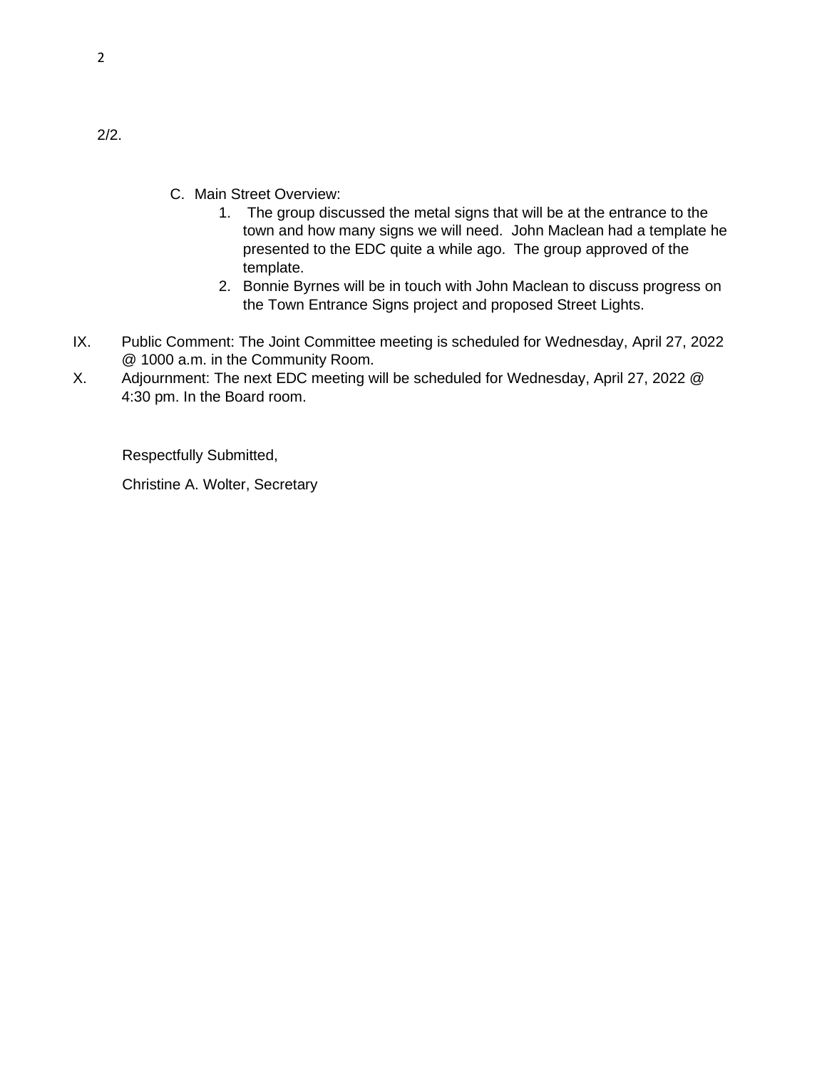2/2.

C. Main Street Overview:

1. The group discussed the metal signs that will be at the entrance to the town and how many signs we will need. John Maclean had a template he presented to the EDC quite a while ago. The group approved of the template.
2. Bonnie Byrnes will be in touch with John Maclean to discuss progress on the Town Entrance Signs project and proposed Street Lights.

IX. Public Comment: The Joint Committee meeting is scheduled for Wednesday, April 27, 2022 @ 1000 a.m. in the Community Room.

X. Adjournment: The next EDC meeting will be scheduled for Wednesday, April 27, 2022 @ 4:30 pm. In the Board room.

Respectfully Submitted,

Christine A. Wolter, Secretary